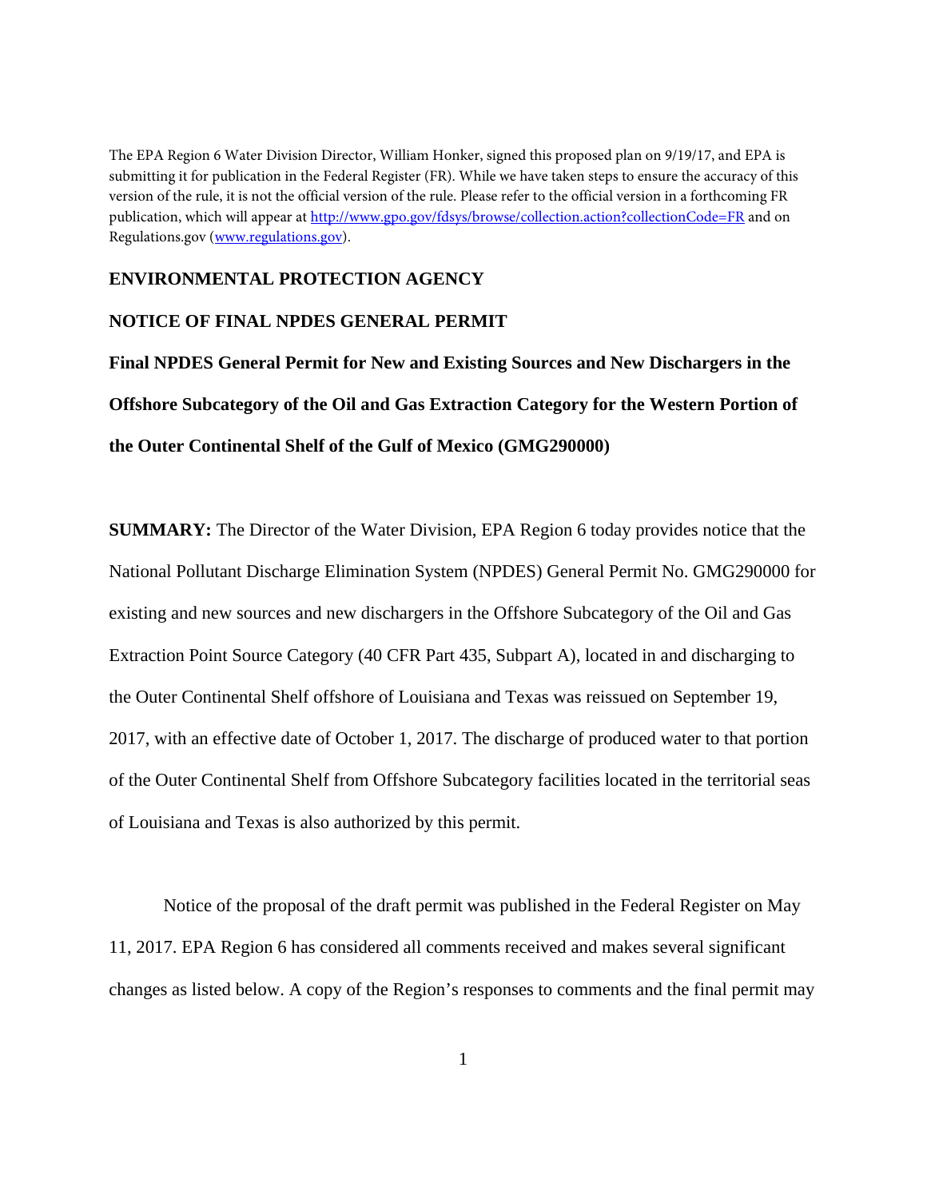The EPA Region 6 Water Division Director, William Honker, signed this proposed plan on 9/19/17, and EPA is submitting it for publication in the Federal Register (FR). While we have taken steps to ensure the accuracy of this version of the rule, it is not the official version of the rule. Please refer to the official version in a forthcoming FR publication, which will appear at http://www.gpo.gov/fdsys/browse/collection.action?collectionCode=FR and on Regulations.gov (www.regulations.gov).

**ENVIRONMENTAL PROTECTION AGENCY**

**NOTICE OF FINAL NPDES GENERAL PERMIT**

**Final NPDES General Permit for New and Existing Sources and New Dischargers in the Offshore Subcategory of the Oil and Gas Extraction Category for the Western Portion of the Outer Continental Shelf of the Gulf of Mexico (GMG290000)**

**SUMMARY:** The Director of the Water Division, EPA Region 6 today provides notice that the National Pollutant Discharge Elimination System (NPDES) General Permit No. GMG290000 for existing and new sources and new dischargers in the Offshore Subcategory of the Oil and Gas Extraction Point Source Category (40 CFR Part 435, Subpart A), located in and discharging to the Outer Continental Shelf offshore of Louisiana and Texas was reissued on September 19, 2017, with an effective date of October 1, 2017. The discharge of produced water to that portion of the Outer Continental Shelf from Offshore Subcategory facilities located in the territorial seas of Louisiana and Texas is also authorized by this permit.

Notice of the proposal of the draft permit was published in the Federal Register on May 11, 2017. EPA Region 6 has considered all comments received and makes several significant changes as listed below. A copy of the Region's responses to comments and the final permit may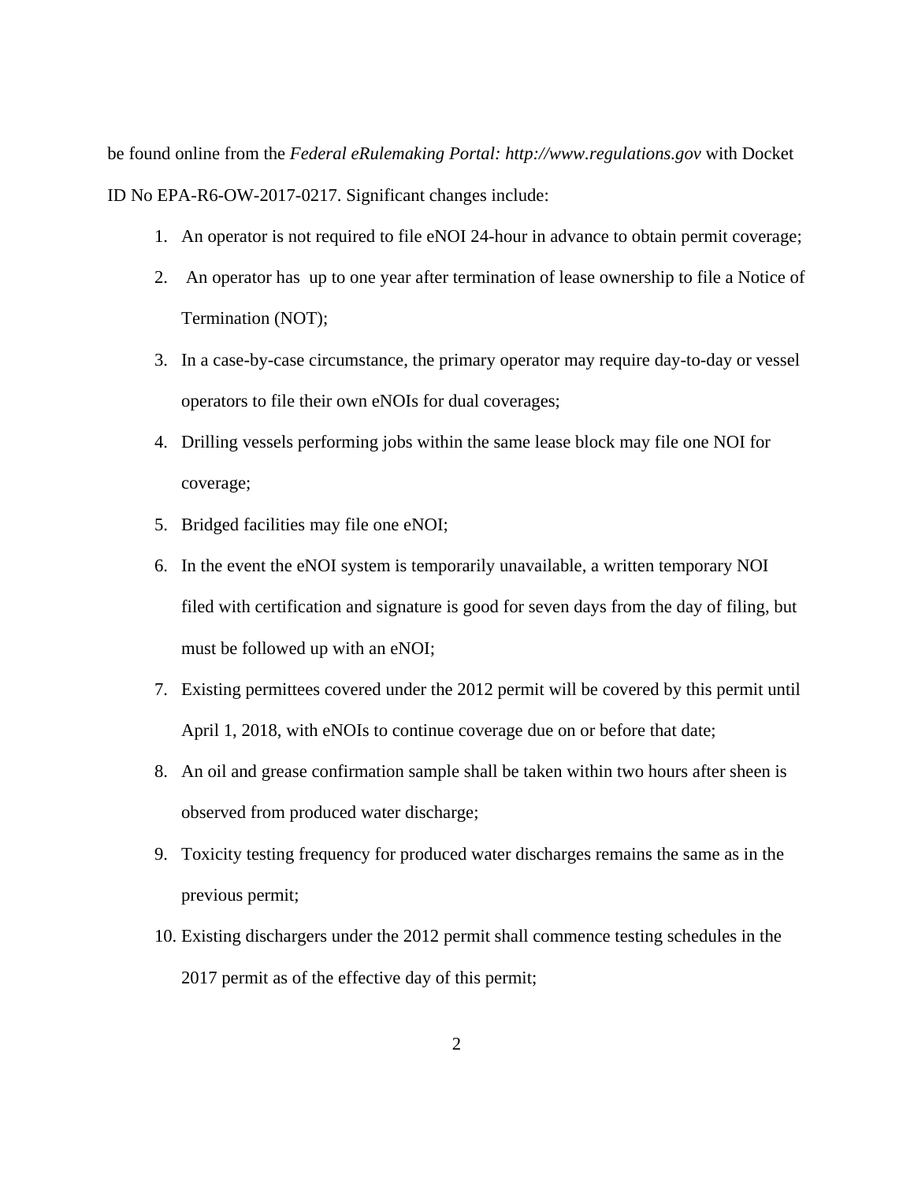be found online from the *Federal eRulemaking Portal: http://www.regulations.gov* with Docket ID No EPA-R6-OW-2017-0217. Significant changes include:

1. An operator is not required to file eNOI 24-hour in advance to obtain permit coverage;
2. An operator has up to one year after termination of lease ownership to file a Notice of Termination (NOT);
3. In a case-by-case circumstance, the primary operator may require day-to-day or vessel operators to file their own eNOIs for dual coverages;
4. Drilling vessels performing jobs within the same lease block may file one NOI for coverage;
5. Bridged facilities may file one eNOI;
6. In the event the eNOI system is temporarily unavailable, a written temporary NOI filed with certification and signature is good for seven days from the day of filing, but must be followed up with an eNOI;
7. Existing permittees covered under the 2012 permit will be covered by this permit until April 1, 2018, with eNOIs to continue coverage due on or before that date;
8. An oil and grease confirmation sample shall be taken within two hours after sheen is observed from produced water discharge;
9. Toxicity testing frequency for produced water discharges remains the same as in the previous permit;
10. Existing dischargers under the 2012 permit shall commence testing schedules in the 2017 permit as of the effective day of this permit;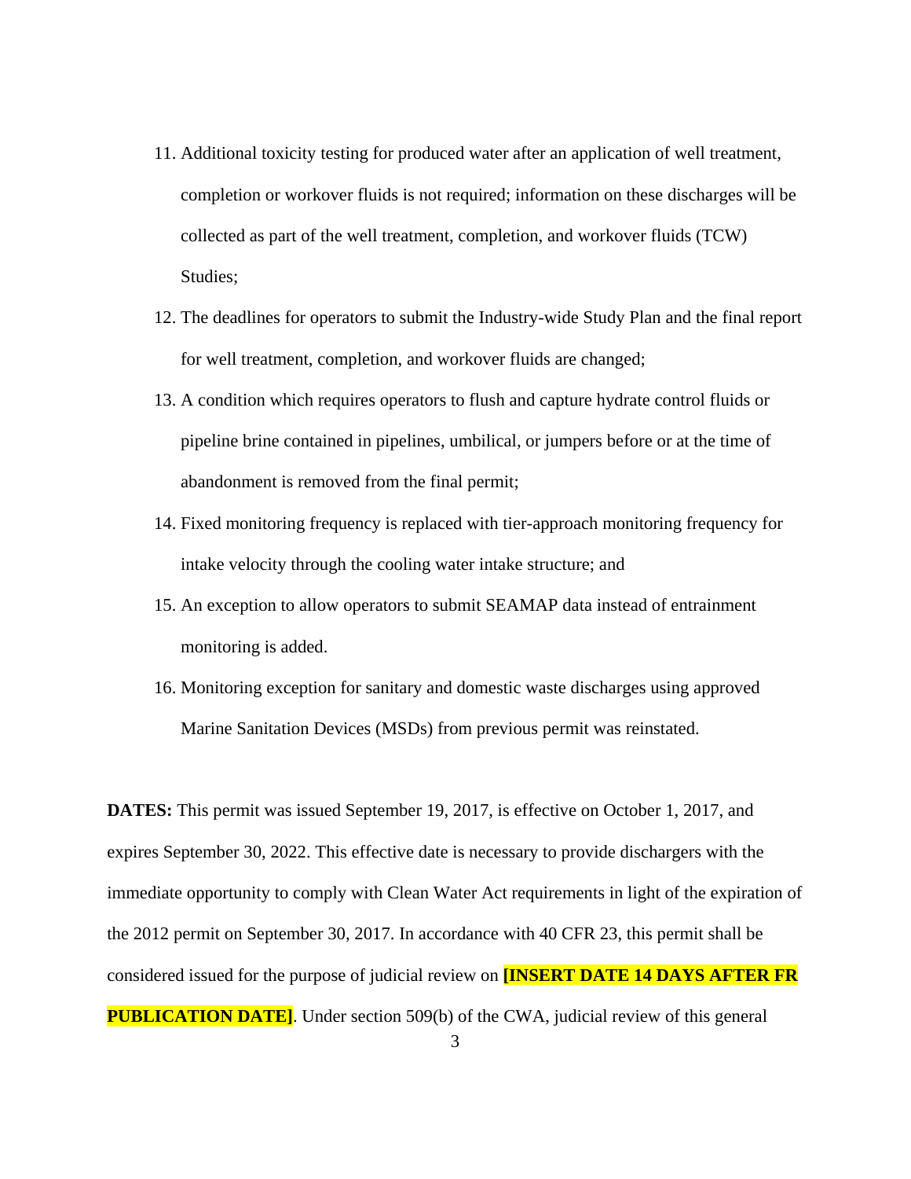11. Additional toxicity testing for produced water after an application of well treatment, completion or workover fluids is not required; information on these discharges will be collected as part of the well treatment, completion, and workover fluids (TCW) Studies;
12. The deadlines for operators to submit the Industry-wide Study Plan and the final report for well treatment, completion, and workover fluids are changed;
13. A condition which requires operators to flush and capture hydrate control fluids or pipeline brine contained in pipelines, umbilical, or jumpers before or at the time of abandonment is removed from the final permit;
14. Fixed monitoring frequency is replaced with tier-approach monitoring frequency for intake velocity through the cooling water intake structure; and
15. An exception to allow operators to submit SEAMAP data instead of entrainment monitoring is added.
16. Monitoring exception for sanitary and domestic waste discharges using approved Marine Sanitation Devices (MSDs) from previous permit was reinstated.

**DATES:** This permit was issued September 19, 2017, is effective on October 1, 2017, and expires September 30, 2022. This effective date is necessary to provide dischargers with the immediate opportunity to comply with Clean Water Act requirements in light of the expiration of the 2012 permit on September 30, 2017. In accordance with 40 CFR 23, this permit shall be considered issued for the purpose of judicial review on **[INSERT DATE 14 DAYS AFTER FR PUBLICATION DATE]**. Under section 509(b) of the CWA, judicial review of this general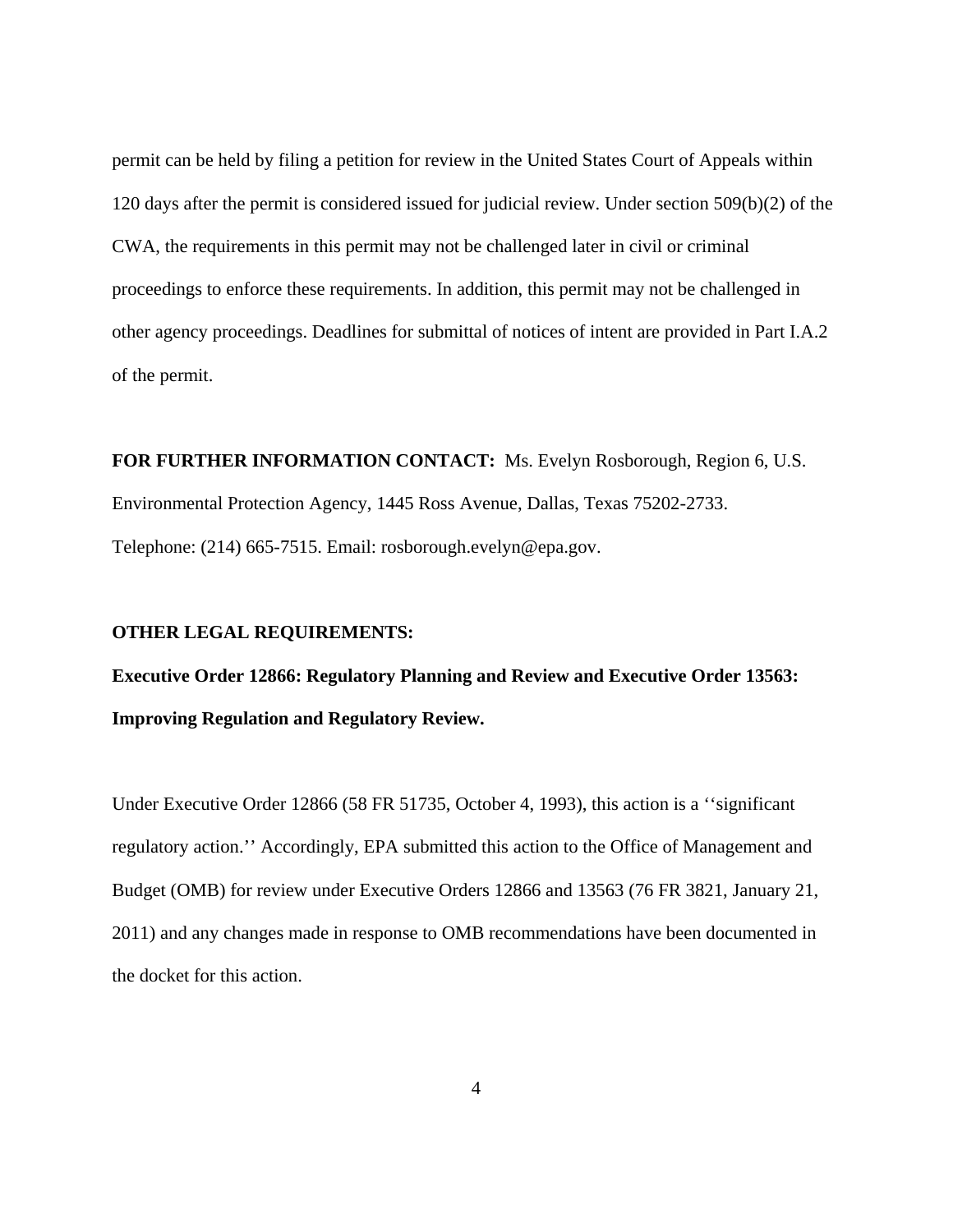permit can be held by filing a petition for review in the United States Court of Appeals within 120 days after the permit is considered issued for judicial review. Under section 509(b)(2) of the CWA, the requirements in this permit may not be challenged later in civil or criminal proceedings to enforce these requirements. In addition, this permit may not be challenged in other agency proceedings. Deadlines for submittal of notices of intent are provided in Part I.A.2 of the permit.

**FOR FURTHER INFORMATION CONTACT:** Ms. Evelyn Rosborough, Region 6, U.S. Environmental Protection Agency, 1445 Ross Avenue, Dallas, Texas 75202-2733. Telephone: (214) 665-7515. Email: rosborough.evelyn@epa.gov.

**OTHER LEGAL REQUIREMENTS:**

**Executive Order 12866: Regulatory Planning and Review and Executive Order 13563: Improving Regulation and Regulatory Review.**

Under Executive Order 12866 (58 FR 51735, October 4, 1993), this action is a ''significant regulatory action.'' Accordingly, EPA submitted this action to the Office of Management and Budget (OMB) for review under Executive Orders 12866 and 13563 (76 FR 3821, January 21, 2011) and any changes made in response to OMB recommendations have been documented in the docket for this action.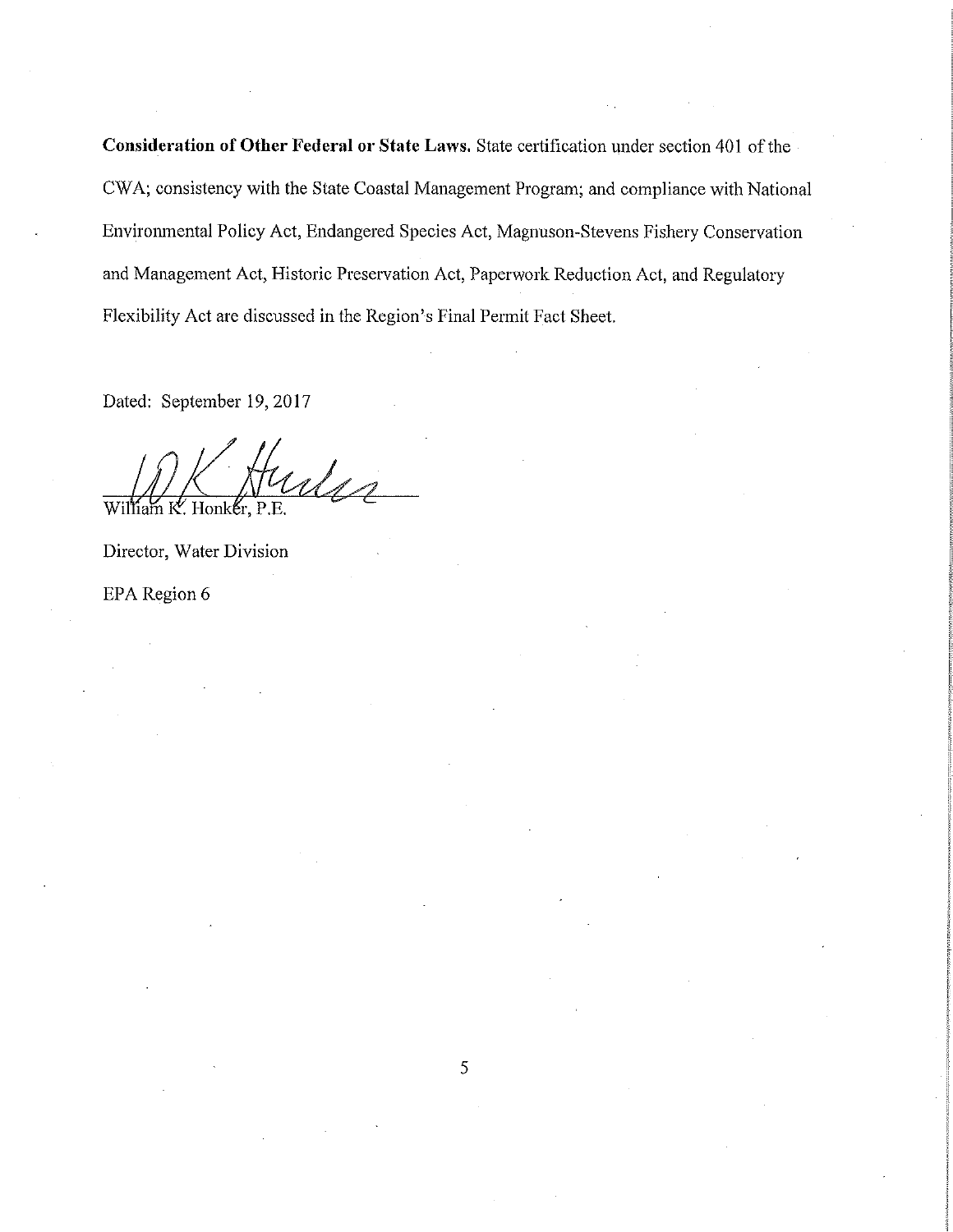**Consideration of Other Federal or State Laws.** State certification under section 401 of the CWA; consistency with the State Coastal Management Program; and compliance with National Environmental Policy Act, Endangered Species Act, Magnuson-Stevens Fishery Conservation and Management Act, Historic Preservation Act, Paperwork Reduction Act, and Regulatory Flexibility Act are discussed in the Region's Final Permit Fact Sheet.

Dated: September 19, 2017

William K. Honker, P.E.

Director, Water Division

EPA Region 6